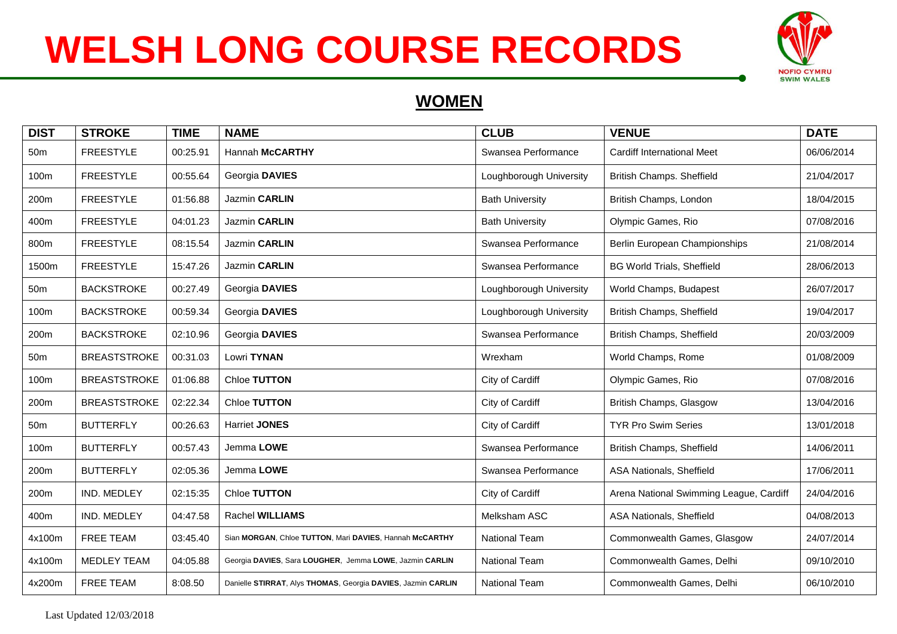# WELSH LONG COURSE RECORDS

NOFIO CYMRU SWIM WALES

## WOMEN

| DIST | STROKE | TIME | NAME | CLUB | VENUE | DATE |
|---|---|---|---|---|---|---|
| 50m | FREESTYLE | 00:25.91 | Hannah **McCARTHY** | Swansea Performance | Cardiff International Meet | 06/06/2014 |
| 100m | FREESTYLE | 00:55.64 | Georgia **DAVIES** | Loughborough University | British Champs. Sheffield | 21/04/2017 |
| 200m | FREESTYLE | 01:56.88 | Jazmin **CARLIN** | Bath University | British Champs, London | 18/04/2015 |
| 400m | FREESTYLE | 04:01.23 | Jazmin **CARLIN** | Bath University | Olympic Games, Rio | 07/08/2016 |
| 800m | FREESTYLE | 08:15.54 | Jazmin **CARLIN** | Swansea Performance | Berlin European Championships | 21/08/2014 |
| 1500m | FREESTYLE | 15:47.26 | Jazmin **CARLIN** | Swansea Performance | BG World Trials, Sheffield | 28/06/2013 |
| 50m | BACKSTROKE | 00:27.49 | Georgia **DAVIES** | Loughborough University | World Champs, Budapest | 26/07/2017 |
| 100m | BACKSTROKE | 00:59.34 | Georgia **DAVIES** | Loughborough University | British Champs, Sheffield | 19/04/2017 |
| 200m | BACKSTROKE | 02:10.96 | Georgia **DAVIES** | Swansea Performance | British Champs, Sheffield | 20/03/2009 |
| 50m | BREASTSTROKE | 00:31.03 | Lowri **TYNAN** | Wrexham | World Champs, Rome | 01/08/2009 |
| 100m | BREASTSTROKE | 01:06.88 | Chloe **TUTTON** | City of Cardiff | Olympic Games, Rio | 07/08/2016 |
| 200m | BREASTSTROKE | 02:22.34 | Chloe **TUTTON** | City of Cardiff | British Champs, Glasgow | 13/04/2016 |
| 50m | BUTTERFLY | 00:26.63 | Harriet **JONES** | City of Cardiff | TYR Pro Swim Series | 13/01/2018 |
| 100m | BUTTERFLY | 00:57.43 | Jemma **LOWE** | Swansea Performance | British Champs, Sheffield | 14/06/2011 |
| 200m | BUTTERFLY | 02:05.36 | Jemma **LOWE** | Swansea Performance | ASA Nationals, Sheffield | 17/06/2011 |
| 200m | IND. MEDLEY | 02:15:35 | Chloe **TUTTON** | City of Cardiff | Arena National Swimming League, Cardiff | 24/04/2016 |
| 400m | IND. MEDLEY | 04:47.58 | Rachel **WILLIAMS** | Melksham ASC | ASA Nationals, Sheffield | 04/08/2013 |
| 4x100m | FREE TEAM | 03:45.40 | Sian **MORGAN**, Chloe **TUTTON**, Mari **DAVIES**, Hannah **McCARTHY** | National Team | Commonwealth Games, Glasgow | 24/07/2014 |
| 4x100m | MEDLEY TEAM | 04:05.88 | Georgia **DAVIES**, Sara **LOUGHER**, Jemma **LOWE**, Jazmin **CARLIN** | National Team | Commonwealth Games, Delhi | 09/10/2010 |
| 4x200m | FREE TEAM | 8:08.50 | Danielle **STIRRAT**, Alys **THOMAS**, Georgia **DAVIES**, Jazmin **CARLIN** | National Team | Commonwealth Games, Delhi | 06/10/2010 |

Last Updated 12/03/2018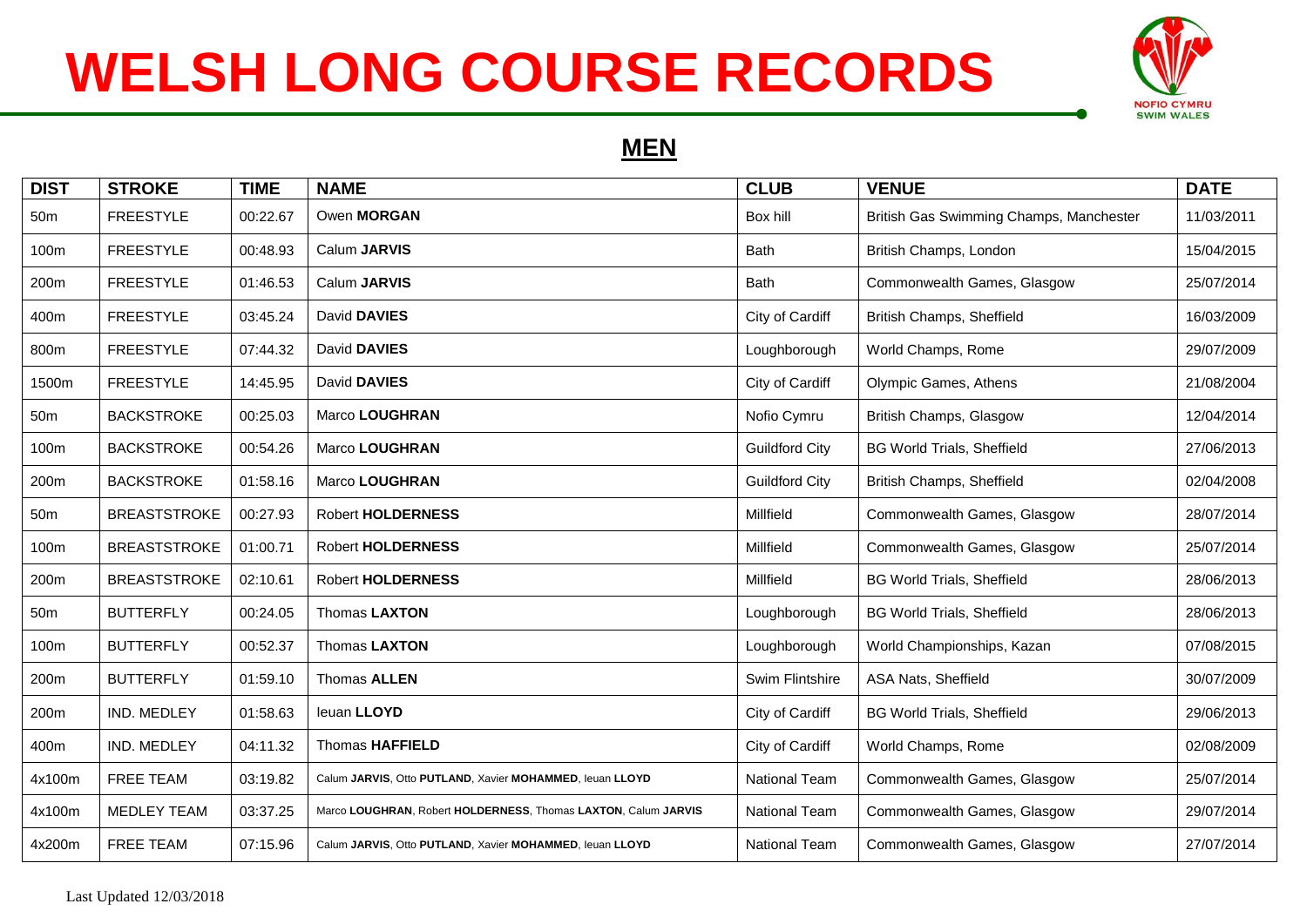# WELSH LONG COURSE RECORDS

NOFIO CYMRU
SWIM WALES

## MEN

| DIST | STROKE | TIME | NAME | CLUB | VENUE | DATE |
|---|---|---|---|---|---|---|
| 50m | FREESTYLE | 00:22.67 | Owen **MORGAN** | Box hill | British Gas Swimming Champs, Manchester | 11/03/2011 |
| 100m | FREESTYLE | 00:48.93 | Calum **JARVIS** | Bath | British Champs, London | 15/04/2015 |
| 200m | FREESTYLE | 01:46.53 | Calum **JARVIS** | Bath | Commonwealth Games, Glasgow | 25/07/2014 |
| 400m | FREESTYLE | 03:45.24 | David **DAVIES** | City of Cardiff | British Champs, Sheffield | 16/03/2009 |
| 800m | FREESTYLE | 07:44.32 | David **DAVIES** | Loughborough | World Champs, Rome | 29/07/2009 |
| 1500m | FREESTYLE | 14:45.95 | David **DAVIES** | City of Cardiff | Olympic Games, Athens | 21/08/2004 |
| 50m | BACKSTROKE | 00:25.03 | Marco **LOUGHRAN** | Nofio Cymru | British Champs, Glasgow | 12/04/2014 |
| 100m | BACKSTROKE | 00:54.26 | Marco **LOUGHRAN** | Guildford City | BG World Trials, Sheffield | 27/06/2013 |
| 200m | BACKSTROKE | 01:58.16 | Marco **LOUGHRAN** | Guildford City | British Champs, Sheffield | 02/04/2008 |
| 50m | BREASTSTROKE | 00:27.93 | Robert **HOLDERNESS** | Millfield | Commonwealth Games, Glasgow | 28/07/2014 |
| 100m | BREASTSTROKE | 01:00.71 | Robert **HOLDERNESS** | Millfield | Commonwealth Games, Glasgow | 25/07/2014 |
| 200m | BREASTSTROKE | 02:10.61 | Robert **HOLDERNESS** | Millfield | BG World Trials, Sheffield | 28/06/2013 |
| 50m | BUTTERFLY | 00:24.05 | Thomas **LAXTON** | Loughborough | BG World Trials, Sheffield | 28/06/2013 |
| 100m | BUTTERFLY | 00:52.37 | Thomas **LAXTON** | Loughborough | World Championships, Kazan | 07/08/2015 |
| 200m | BUTTERFLY | 01:59.10 | Thomas **ALLEN** | Swim Flintshire | ASA Nats, Sheffield | 30/07/2009 |
| 200m | IND. MEDLEY | 01:58.63 | Ieuan **LLOYD** | City of Cardiff | BG World Trials, Sheffield | 29/06/2013 |
| 400m | IND. MEDLEY | 04:11.32 | Thomas **HAFFIELD** | City of Cardiff | World Champs, Rome | 02/08/2009 |
| 4x100m | FREE TEAM | 03:19.82 | Calum **JARVIS**, Otto **PUTLAND**, Xavier **MOHAMMED**, Ieuan **LLOYD** | National Team | Commonwealth Games, Glasgow | 25/07/2014 |
| 4x100m | MEDLEY TEAM | 03:37.25 | Marco **LOUGHRAN**, Robert **HOLDERNESS**, Thomas **LAXTON**, Calum **JARVIS** | National Team | Commonwealth Games, Glasgow | 29/07/2014 |
| 4x200m | FREE TEAM | 07:15.96 | Calum **JARVIS**, Otto **PUTLAND**, Xavier **MOHAMMED**, Ieuan **LLOYD** | National Team | Commonwealth Games, Glasgow | 27/07/2014 |

Last Updated 12/03/2018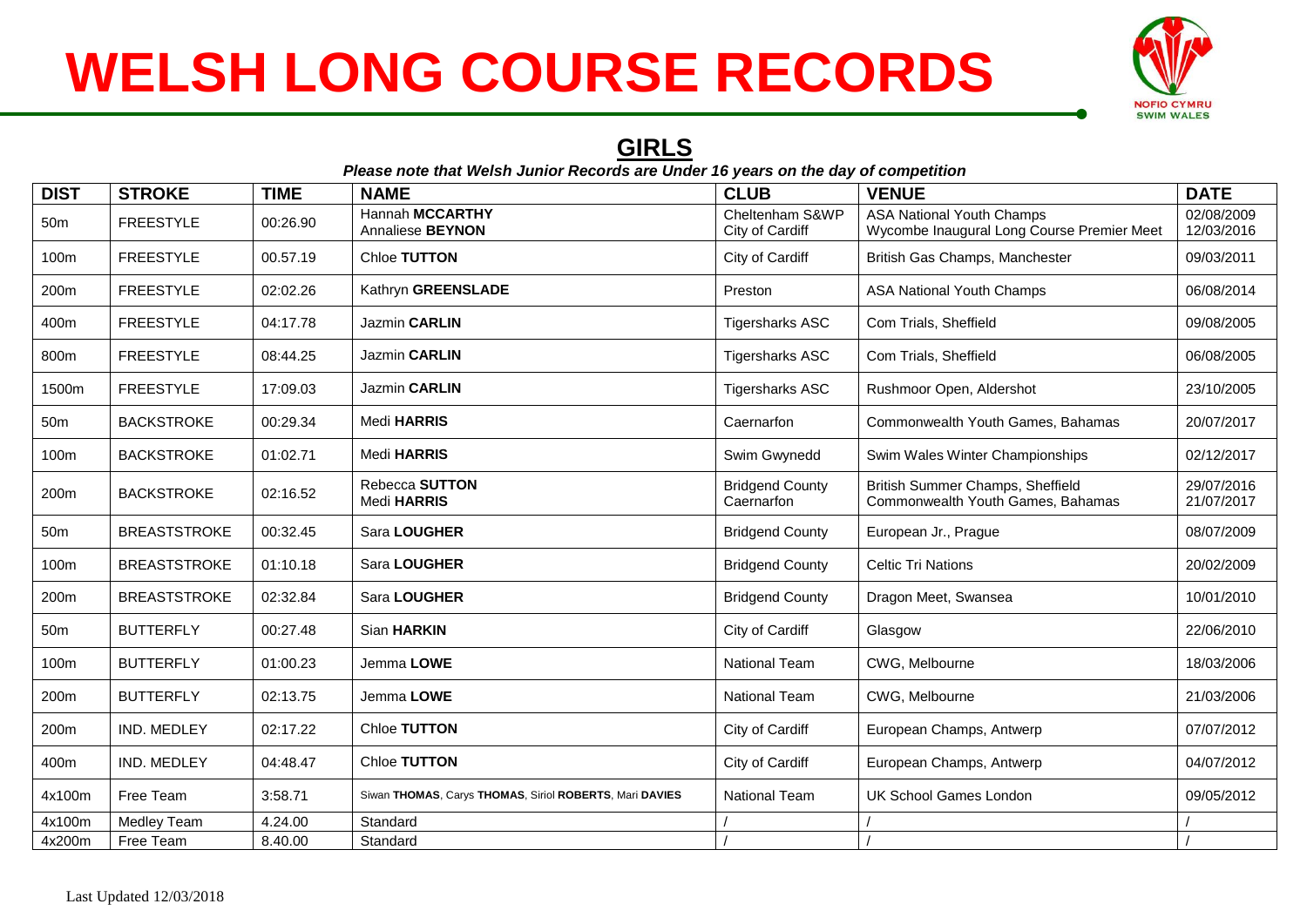# WELSH LONG COURSE RECORDS

## GIRLS

***Please note that Welsh Junior Records are Under 16 years on the day of competition***

| DIST | STROKE | TIME | NAME | CLUB | VENUE | DATE |
|---|---|---|---|---|---|---|
| 50m | FREESTYLE | 00:26.90 | Hannah **MCCARTHY**<br>Annaliese **BEYNON** | Cheltenham S&WP<br>City of Cardiff | ASA National Youth Champs<br>Wycombe Inaugural Long Course Premier Meet | 02/08/2009<br>12/03/2016 |
| 100m | FREESTYLE | 00.57.19 | Chloe **TUTTON** | City of Cardiff | British Gas Champs, Manchester | 09/03/2011 |
| 200m | FREESTYLE | 02:02.26 | Kathryn **GREENSLADE** | Preston | ASA National Youth Champs | 06/08/2014 |
| 400m | FREESTYLE | 04:17.78 | Jazmin **CARLIN** | Tigersharks ASC | Com Trials, Sheffield | 09/08/2005 |
| 800m | FREESTYLE | 08:44.25 | Jazmin **CARLIN** | Tigersharks ASC | Com Trials, Sheffield | 06/08/2005 |
| 1500m | FREESTYLE | 17:09.03 | Jazmin **CARLIN** | Tigersharks ASC | Rushmoor Open, Aldershot | 23/10/2005 |
| 50m | BACKSTROKE | 00:29.34 | Medi **HARRIS** | Caernarfon | Commonwealth Youth Games, Bahamas | 20/07/2017 |
| 100m | BACKSTROKE | 01:02.71 | Medi **HARRIS** | Swim Gwynedd | Swim Wales Winter Championships | 02/12/2017 |
| 200m | BACKSTROKE | 02:16.52 | Rebecca **SUTTON**<br>Medi **HARRIS** | Bridgend County<br>Caernarfon | British Summer Champs, Sheffield<br>Commonwealth Youth Games, Bahamas | 29/07/2016<br>21/07/2017 |
| 50m | BREASTSTROKE | 00:32.45 | Sara **LOUGHER** | Bridgend County | European Jr., Prague | 08/07/2009 |
| 100m | BREASTSTROKE | 01:10.18 | Sara **LOUGHER** | Bridgend County | Celtic Tri Nations | 20/02/2009 |
| 200m | BREASTSTROKE | 02:32.84 | Sara **LOUGHER** | Bridgend County | Dragon Meet, Swansea | 10/01/2010 |
| 50m | BUTTERFLY | 00:27.48 | Sian **HARKIN** | City of Cardiff | Glasgow | 22/06/2010 |
| 100m | BUTTERFLY | 01:00.23 | Jemma **LOWE** | National Team | CWG, Melbourne | 18/03/2006 |
| 200m | BUTTERFLY | 02:13.75 | Jemma **LOWE** | National Team | CWG, Melbourne | 21/03/2006 |
| 200m | IND. MEDLEY | 02:17.22 | Chloe **TUTTON** | City of Cardiff | European Champs, Antwerp | 07/07/2012 |
| 400m | IND. MEDLEY | 04:48.47 | Chloe **TUTTON** | City of Cardiff | European Champs, Antwerp | 04/07/2012 |
| 4x100m | Free Team | 3:58.71 | Siwan **THOMAS**, Carys **THOMAS**, Siriol **ROBERTS**, Mari **DAVIES** | National Team | UK School Games London | 09/05/2012 |
| 4x100m | Medley Team | 4.24.00 | Standard | / | / | / |
| 4x200m | Free Team | 8.40.00 | Standard | / | / | / |

Last Updated 12/03/2018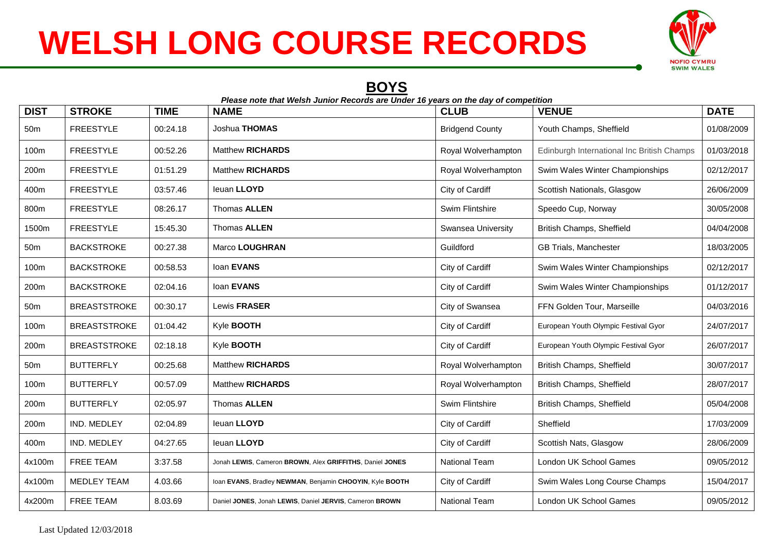# WELSH LONG COURSE RECORDS

## BOYS

*Please note that Welsh Junior Records are Under 16 years on the day of competition*

| DIST | STROKE | TIME | NAME | CLUB | VENUE | DATE |
|---|---|---|---|---|---|---|
| 50m | FREESTYLE | 00:24.18 | Joshua **THOMAS** | Bridgend County | Youth Champs, Sheffield | 01/08/2009 |
| 100m | FREESTYLE | 00:52.26 | Matthew **RICHARDS** | Royal Wolverhampton | Edinburgh International Inc British Champs | 01/03/2018 |
| 200m | FREESTYLE | 01:51.29 | Matthew **RICHARDS** | Royal Wolverhampton | Swim Wales Winter Championships | 02/12/2017 |
| 400m | FREESTYLE | 03:57.46 | Ieuan **LLOYD** | City of Cardiff | Scottish Nationals, Glasgow | 26/06/2009 |
| 800m | FREESTYLE | 08:26.17 | Thomas **ALLEN** | Swim Flintshire | Speedo Cup, Norway | 30/05/2008 |
| 1500m | FREESTYLE | 15:45.30 | Thomas **ALLEN** | Swansea University | British Champs, Sheffield | 04/04/2008 |
| 50m | BACKSTROKE | 00:27.38 | Marco **LOUGHRAN** | Guildford | GB Trials, Manchester | 18/03/2005 |
| 100m | BACKSTROKE | 00:58.53 | Ioan **EVANS** | City of Cardiff | Swim Wales Winter Championships | 02/12/2017 |
| 200m | BACKSTROKE | 02:04.16 | Ioan **EVANS** | City of Cardiff | Swim Wales Winter Championships | 01/12/2017 |
| 50m | BREASTSTROKE | 00:30.17 | Lewis **FRASER** | City of Swansea | FFN Golden Tour, Marseille | 04/03/2016 |
| 100m | BREASTSTROKE | 01:04.42 | Kyle **BOOTH** | City of Cardiff | European Youth Olympic Festival Gyor | 24/07/2017 |
| 200m | BREASTSTROKE | 02:18.18 | Kyle **BOOTH** | City of Cardiff | European Youth Olympic Festival Gyor | 26/07/2017 |
| 50m | BUTTERFLY | 00:25.68 | Matthew **RICHARDS** | Royal Wolverhampton | British Champs, Sheffield | 30/07/2017 |
| 100m | BUTTERFLY | 00:57.09 | Matthew **RICHARDS** | Royal Wolverhampton | British Champs, Sheffield | 28/07/2017 |
| 200m | BUTTERFLY | 02:05.97 | Thomas **ALLEN** | Swim Flintshire | British Champs, Sheffield | 05/04/2008 |
| 200m | IND. MEDLEY | 02:04.89 | Ieuan **LLOYD** | City of Cardiff | Sheffield | 17/03/2009 |
| 400m | IND. MEDLEY | 04:27.65 | Ieuan **LLOYD** | City of Cardiff | Scottish Nats, Glasgow | 28/06/2009 |
| 4x100m | FREE TEAM | 3:37.58 | Jonah **LEWIS**, Cameron **BROWN**, Alex **GRIFFITHS**, Daniel **JONES** | National Team | London UK School Games | 09/05/2012 |
| 4x100m | MEDLEY TEAM | 4.03.66 | Ioan **EVANS**, Bradley **NEWMAN**, Benjamin **CHOOYIN**, Kyle **BOOTH** | City of Cardiff | Swim Wales Long Course Champs | 15/04/2017 |
| 4x200m | FREE TEAM | 8.03.69 | Daniel **JONES**, Jonah **LEWIS**, Daniel **JERVIS**, Cameron **BROWN** | National Team | London UK School Games | 09/05/2012 |

Last Updated 12/03/2018